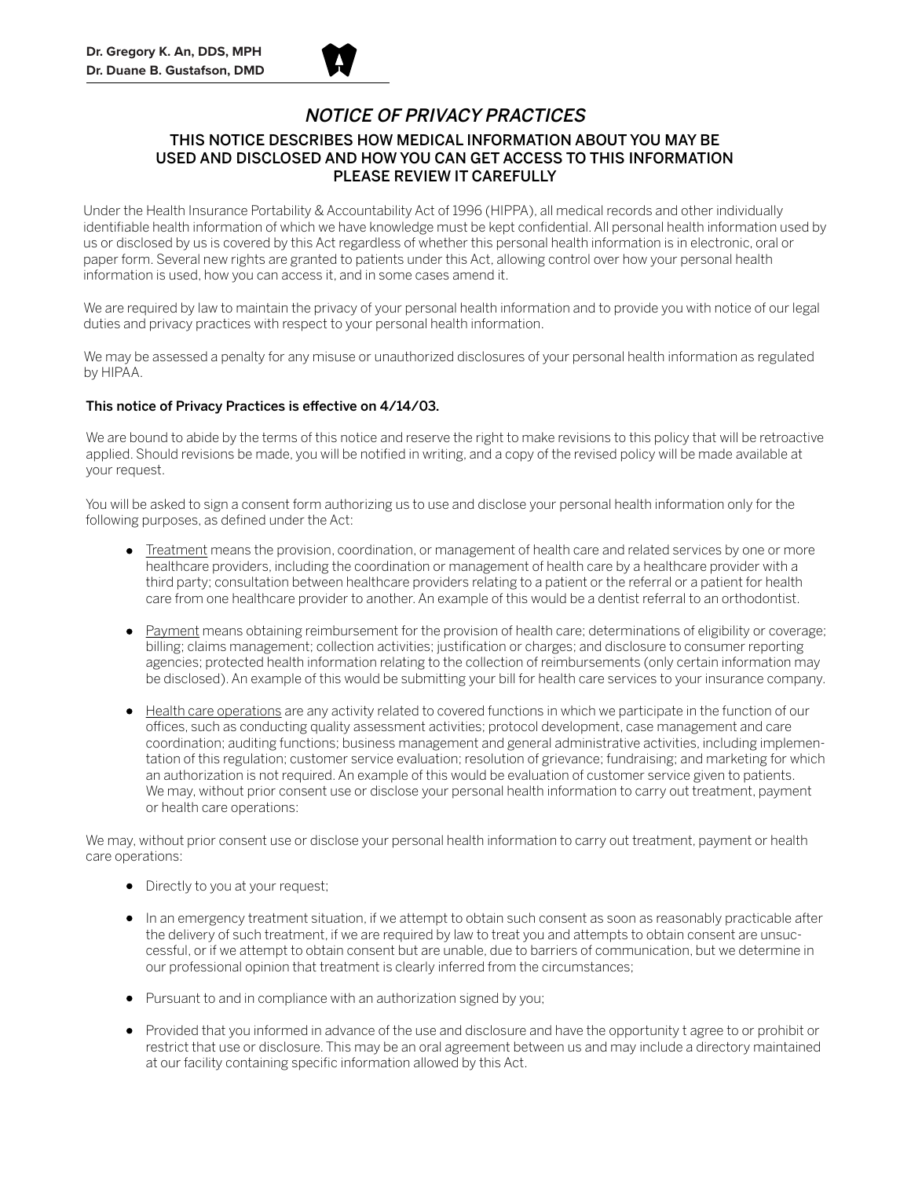**Dr. Gregory K. An, DDS, MPH**
**Dr. Duane B. Gustafson, DMD**

# *NOTICE OF PRIVACY PRACTICES*

## THIS NOTICE DESCRIBES HOW MEDICAL INFORMATION ABOUT YOU MAY BE USED AND DISCLOSED AND HOW YOU CAN GET ACCESS TO THIS INFORMATION PLEASE REVIEW IT CAREFULLY

Under the Health Insurance Portability & Accountability Act of 1996 (HIPPA), all medical records and other individually identifiable health information of which we have knowledge must be kept confidential. All personal health information used by us or disclosed by us is covered by this Act regardless of whether this personal health information is in electronic, oral or paper form. Several new rights are granted to patients under this Act, allowing control over how your personal health information is used, how you can access it, and in some cases amend it.

We are required by law to maintain the privacy of your personal health information and to provide you with notice of our legal duties and privacy practices with respect to your personal health information.

We may be assessed a penalty for any misuse or unauthorized disclosures of your personal health information as regulated by HIPAA.

**This notice of Privacy Practices is effective on 4/14/03.**

We are bound to abide by the terms of this notice and reserve the right to make revisions to this policy that will be retroactive applied. Should revisions be made, you will be notified in writing, and a copy of the revised policy will be made available at your request.

You will be asked to sign a consent form authorizing us to use and disclose your personal health information only for the following purposes, as defined under the Act:

- Treatment means the provision, coordination, or management of health care and related services by one or more healthcare providers, including the coordination or management of health care by a healthcare provider with a third party; consultation between healthcare providers relating to a patient or the referral or a patient for health care from one healthcare provider to another. An example of this would be a dentist referral to an orthodontist.
- Payment means obtaining reimbursement for the provision of health care; determinations of eligibility or coverage; billing; claims management; collection activities; justification or charges; and disclosure to consumer reporting agencies; protected health information relating to the collection of reimbursements (only certain information may be disclosed). An example of this would be submitting your bill for health care services to your insurance company.
- Health care operations are any activity related to covered functions in which we participate in the function of our offices, such as conducting quality assessment activities; protocol development, case management and care coordination; auditing functions; business management and general administrative activities, including implementation of this regulation; customer service evaluation; resolution of grievance; fundraising; and marketing for which an authorization is not required. An example of this would be evaluation of customer service given to patients. We may, without prior consent use or disclose your personal health information to carry out treatment, payment or health care operations:

We may, without prior consent use or disclose your personal health information to carry out treatment, payment or health care operations:

- Directly to you at your request;
- In an emergency treatment situation, if we attempt to obtain such consent as soon as reasonably practicable after the delivery of such treatment, if we are required by law to treat you and attempts to obtain consent are unsuccessful, or if we attempt to obtain consent but are unable, due to barriers of communication, but we determine in our professional opinion that treatment is clearly inferred from the circumstances;
- Pursuant to and in compliance with an authorization signed by you;
- Provided that you informed in advance of the use and disclosure and have the opportunity t agree to or prohibit or restrict that use or disclosure. This may be an oral agreement between us and may include a directory maintained at our facility containing specific information allowed by this Act.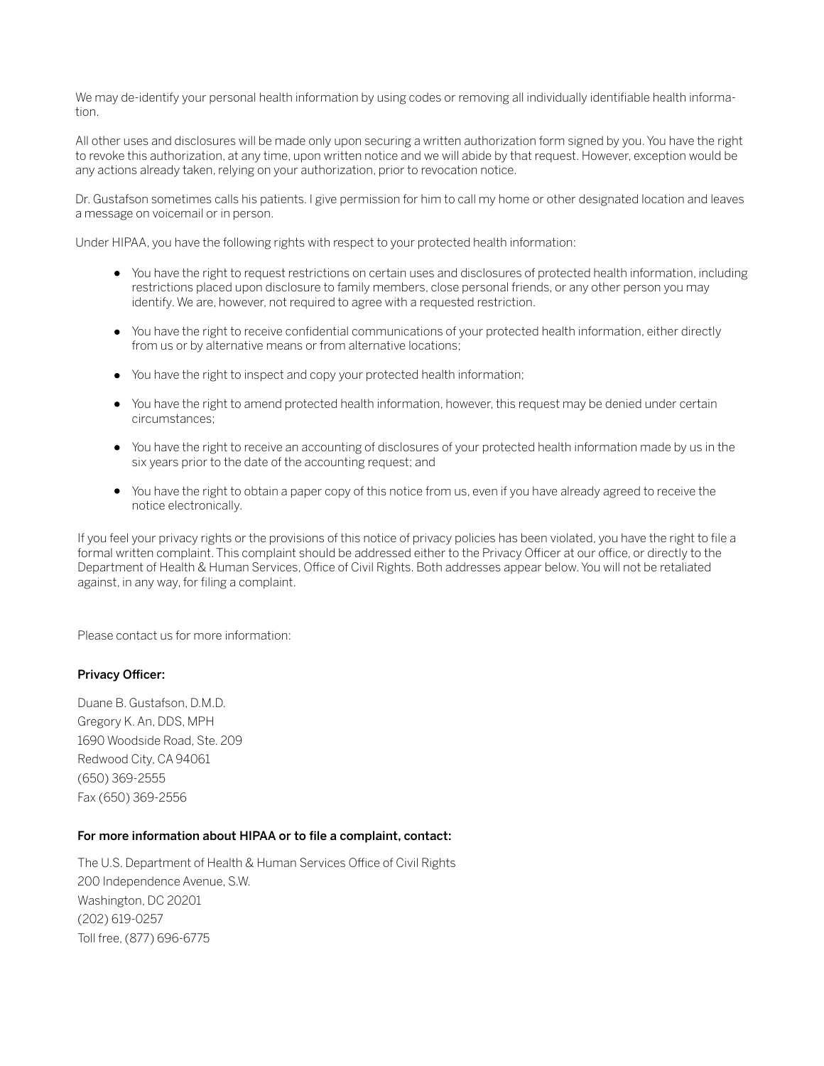We may de-identify your personal health information by using codes or removing all individually identifiable health information.

All other uses and disclosures will be made only upon securing a written authorization form signed by you. You have the right to revoke this authorization, at any time, upon written notice and we will abide by that request. However, exception would be any actions already taken, relying on your authorization, prior to revocation notice.

Dr. Gustafson sometimes calls his patients. I give permission for him to call my home or other designated location and leaves a message on voicemail or in person.

Under HIPAA, you have the following rights with respect to your protected health information:

- You have the right to request restrictions on certain uses and disclosures of protected health information, including restrictions placed upon disclosure to family members, close personal friends, or any other person you may identify. We are, however, not required to agree with a requested restriction.
- You have the right to receive confidential communications of your protected health information, either directly from us or by alternative means or from alternative locations;
- You have the right to inspect and copy your protected health information;
- You have the right to amend protected health information, however, this request may be denied under certain circumstances;
- You have the right to receive an accounting of disclosures of your protected health information made by us in the six years prior to the date of the accounting request; and
- You have the right to obtain a paper copy of this notice from us, even if you have already agreed to receive the notice electronically.

If you feel your privacy rights or the provisions of this notice of privacy policies has been violated, you have the right to file a formal written complaint. This complaint should be addressed either to the Privacy Officer at our office, or directly to the Department of Health & Human Services, Office of Civil Rights. Both addresses appear below. You will not be retaliated against, in any way, for filing a complaint.

Please contact us for more information:

**Privacy Officer:**

Duane B. Gustafson, D.M.D.
Gregory K. An, DDS, MPH
1690 Woodside Road, Ste. 209
Redwood City, CA 94061
(650) 369-2555
Fax (650) 369-2556

**For more information about HIPAA or to file a complaint, contact:**

The U.S. Department of Health & Human Services Office of Civil Rights
200 Independence Avenue, S.W.
Washington, DC 20201
(202) 619-0257
Toll free, (877) 696-6775